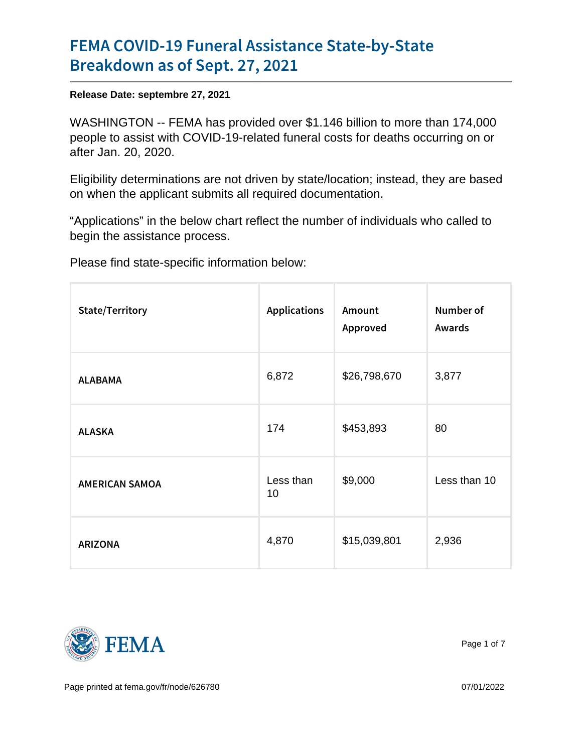# FEMA COVID-19 Funeral Assistance State-by-State Breakdown as of Sept. 27, 2021

**Release Date: septembre 27, 2021**

WASHINGTON -- FEMA has provided over $1.146 billion to more than 174,000 people to assist with COVID-19-related funeral costs for deaths occurring on or after Jan. 20, 2020.

Eligibility determinations are not driven by state/location; instead, they are based on when the applicant submits all required documentation.

“Applications” in the below chart reflect the number of individuals who called to begin the assistance process.

Please find state-specific information below:

| State/Territory | Applications | Amount Approved | Number of Awards |
|---|---|---|---|
| **ALABAMA** | 6,872 | $26,798,670 | 3,877 |
| **ALASKA** | 174 | $453,893 | 80 |
| **AMERICAN SAMOA** | Less than 10 | $9,000 | Less than 10 |
| **ARIZONA** | 4,870 | $15,039,801 | 2,936 |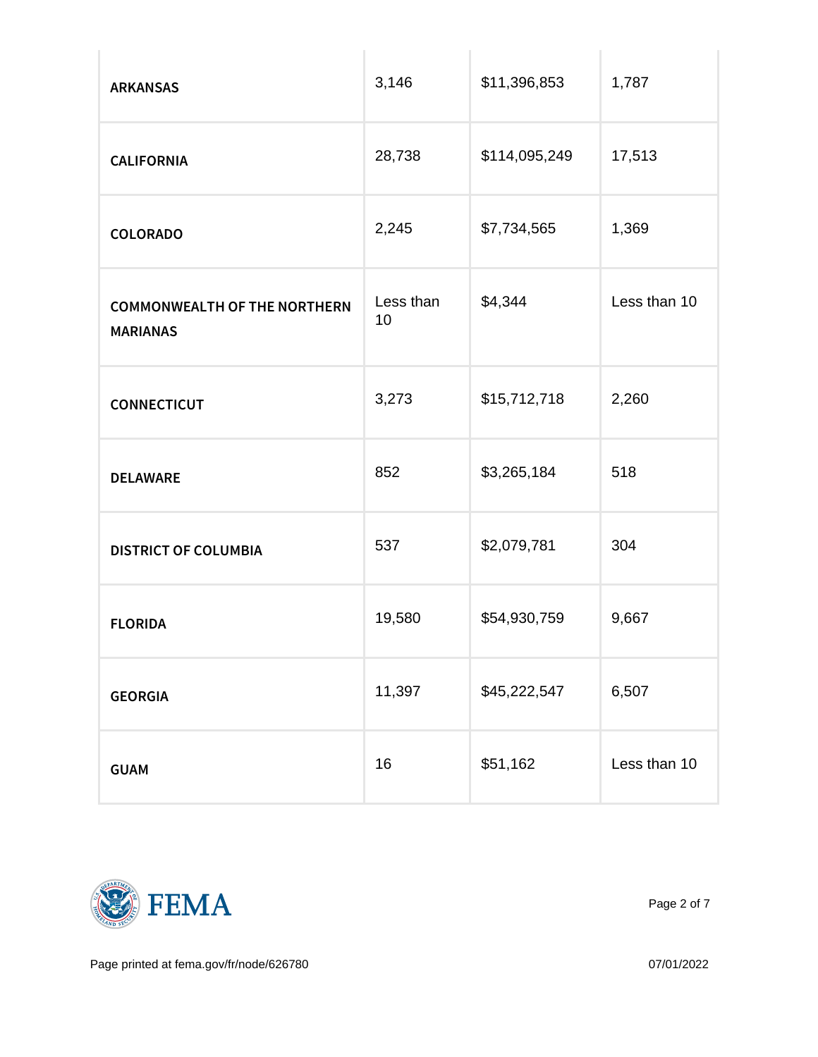| | | | |
|---|---|---|---|
| **ARKANSAS** | 3,146 | $11,396,853 | 1,787 |
| **CALIFORNIA** | 28,738 | $114,095,249 | 17,513 |
| **COLORADO** | 2,245 | $7,734,565 | 1,369 |
| **COMMONWEALTH OF THE NORTHERN MARIANAS** | Less than 10 | $4,344 | Less than 10 |
| **CONNECTICUT** | 3,273 | $15,712,718 | 2,260 |
| **DELAWARE** | 852 | $3,265,184 | 518 |
| **DISTRICT OF COLUMBIA** | 537 | $2,079,781 | 304 |
| **FLORIDA** | 19,580 | $54,930,759 | 9,667 |
| **GEORGIA** | 11,397 | $45,222,547 | 6,507 |
| **GUAM** | 16 | $51,162 | Less than 10 |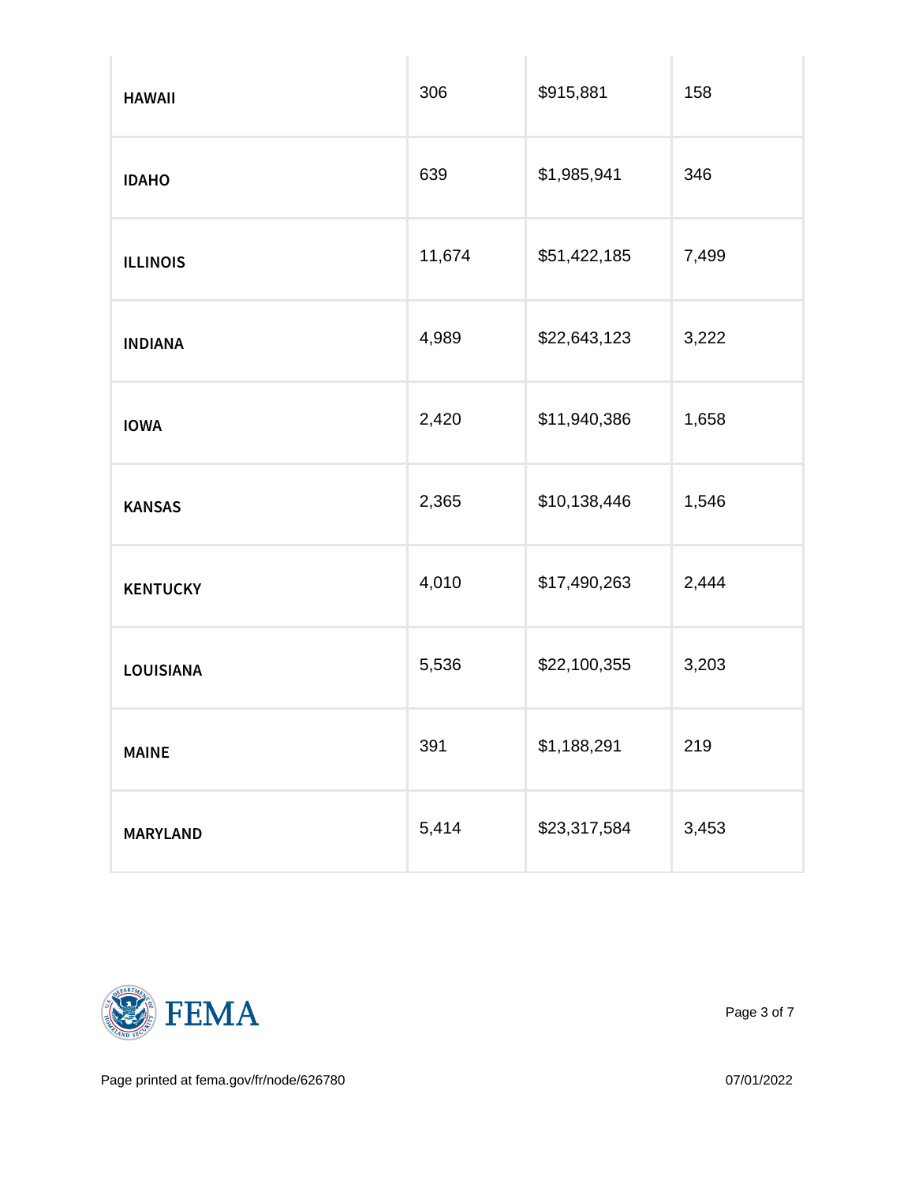| | | | |
|---|---|---|---|
| **HAWAII** | 306 | $915,881 | 158 |
| **IDAHO** | 639 | $1,985,941 | 346 |
| **ILLINOIS** | 11,674 | $51,422,185 | 7,499 |
| **INDIANA** | 4,989 | $22,643,123 | 3,222 |
| **IOWA** | 2,420 | $11,940,386 | 1,658 |
| **KANSAS** | 2,365 | $10,138,446 | 1,546 |
| **KENTUCKY** | 4,010 | $17,490,263 | 2,444 |
| **LOUISIANA** | 5,536 | $22,100,355 | 3,203 |
| **MAINE** | 391 | $1,188,291 | 219 |
| **MARYLAND** | 5,414 | $23,317,584 | 3,453 |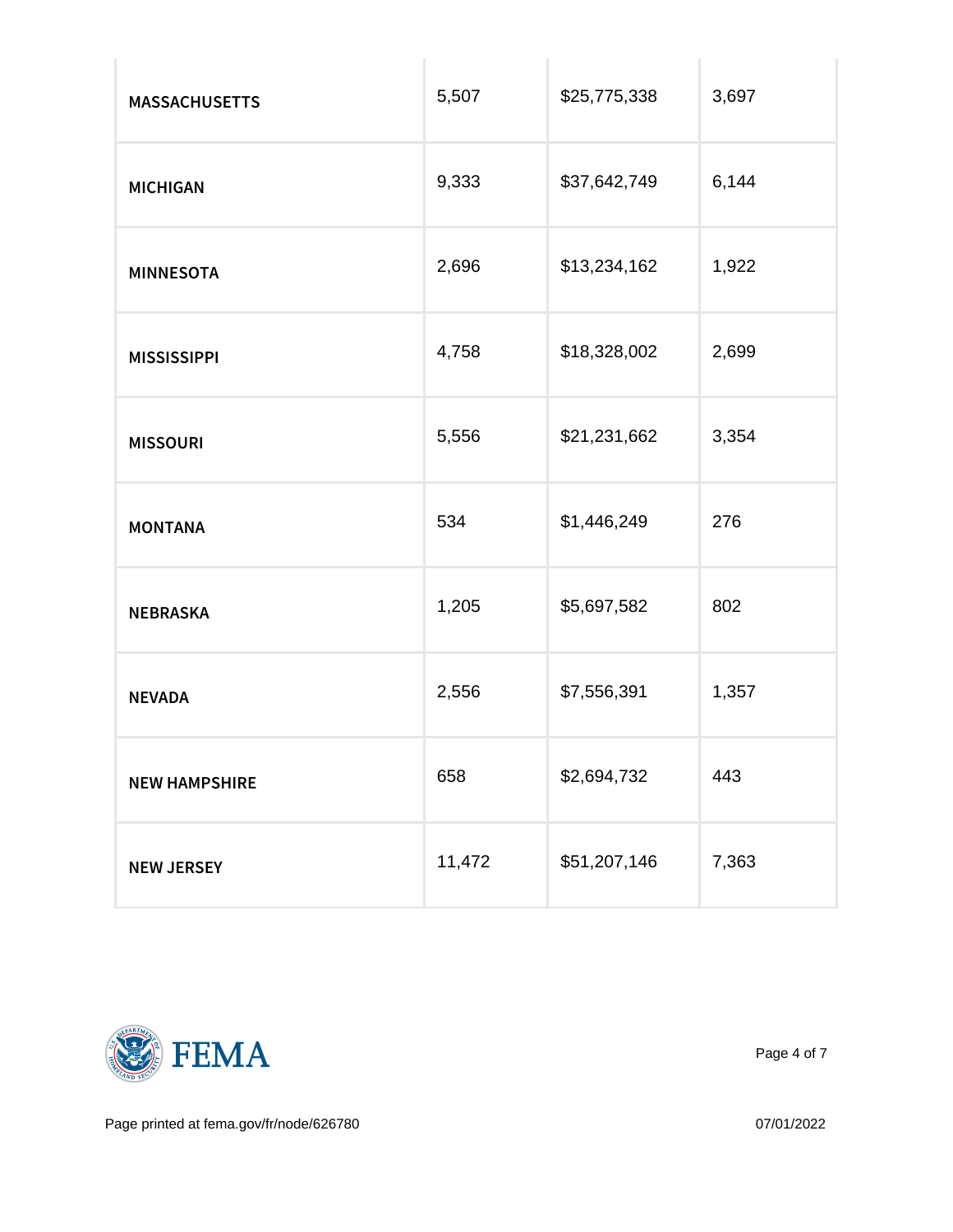| | | | |
|---|---|---|---|
| **MASSACHUSETTS** | 5,507 | $25,775,338 | 3,697 |
| **MICHIGAN** | 9,333 | $37,642,749 | 6,144 |
| **MINNESOTA** | 2,696 | $13,234,162 | 1,922 |
| **MISSISSIPPI** | 4,758 | $18,328,002 | 2,699 |
| **MISSOURI** | 5,556 | $21,231,662 | 3,354 |
| **MONTANA** | 534 | $1,446,249 | 276 |
| **NEBRASKA** | 1,205 | $5,697,582 | 802 |
| **NEVADA** | 2,556 | $7,556,391 | 1,357 |
| **NEW HAMPSHIRE** | 658 | $2,694,732 | 443 |
| **NEW JERSEY** | 11,472 | $51,207,146 | 7,363 |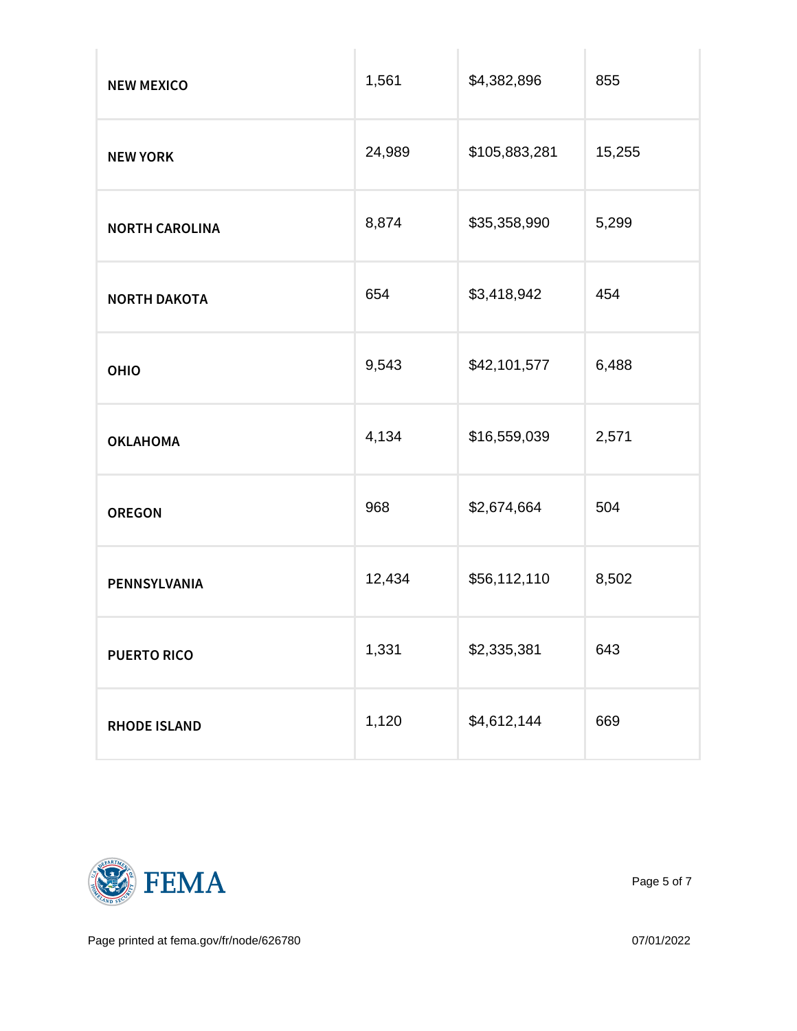| | | | |
|---|---|---|---|
| **NEW MEXICO** | 1,561 | $4,382,896 | 855 |
| **NEW YORK** | 24,989 | $105,883,281 | 15,255 |
| **NORTH CAROLINA** | 8,874 | $35,358,990 | 5,299 |
| **NORTH DAKOTA** | 654 | $3,418,942 | 454 |
| **OHIO** | 9,543 | $42,101,577 | 6,488 |
| **OKLAHOMA** | 4,134 | $16,559,039 | 2,571 |
| **OREGON** | 968 | $2,674,664 | 504 |
| **PENNSYLVANIA** | 12,434 | $56,112,110 | 8,502 |
| **PUERTO RICO** | 1,331 | $2,335,381 | 643 |
| **RHODE ISLAND** | 1,120 | $4,612,144 | 669 |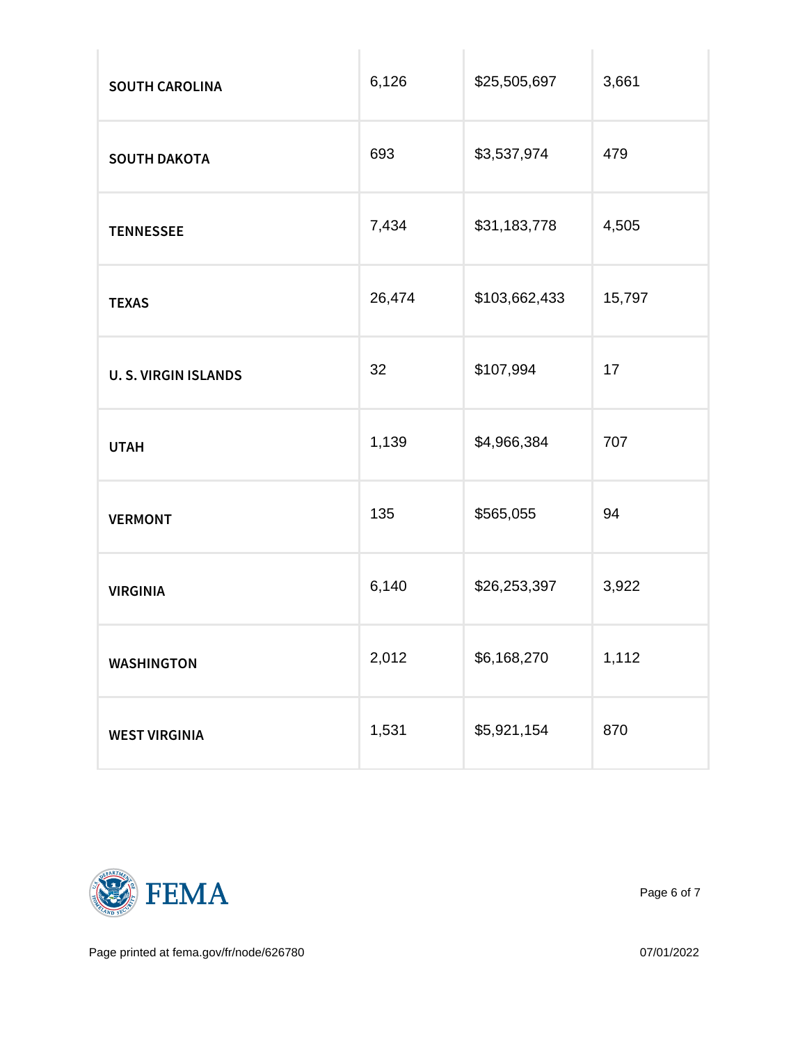| | | | |
|---|---|---|---|
| **SOUTH CAROLINA** | 6,126 | $25,505,697 | 3,661 |
| **SOUTH DAKOTA** | 693 | $3,537,974 | 479 |
| **TENNESSEE** | 7,434 | $31,183,778 | 4,505 |
| **TEXAS** | 26,474 | $103,662,433 | 15,797 |
| **U. S. VIRGIN ISLANDS** | 32 | $107,994 | 17 |
| **UTAH** | 1,139 | $4,966,384 | 707 |
| **VERMONT** | 135 | $565,055 | 94 |
| **VIRGINIA** | 6,140 | $26,253,397 | 3,922 |
| **WASHINGTON** | 2,012 | $6,168,270 | 1,112 |
| **WEST VIRGINIA** | 1,531 | $5,921,154 | 870 |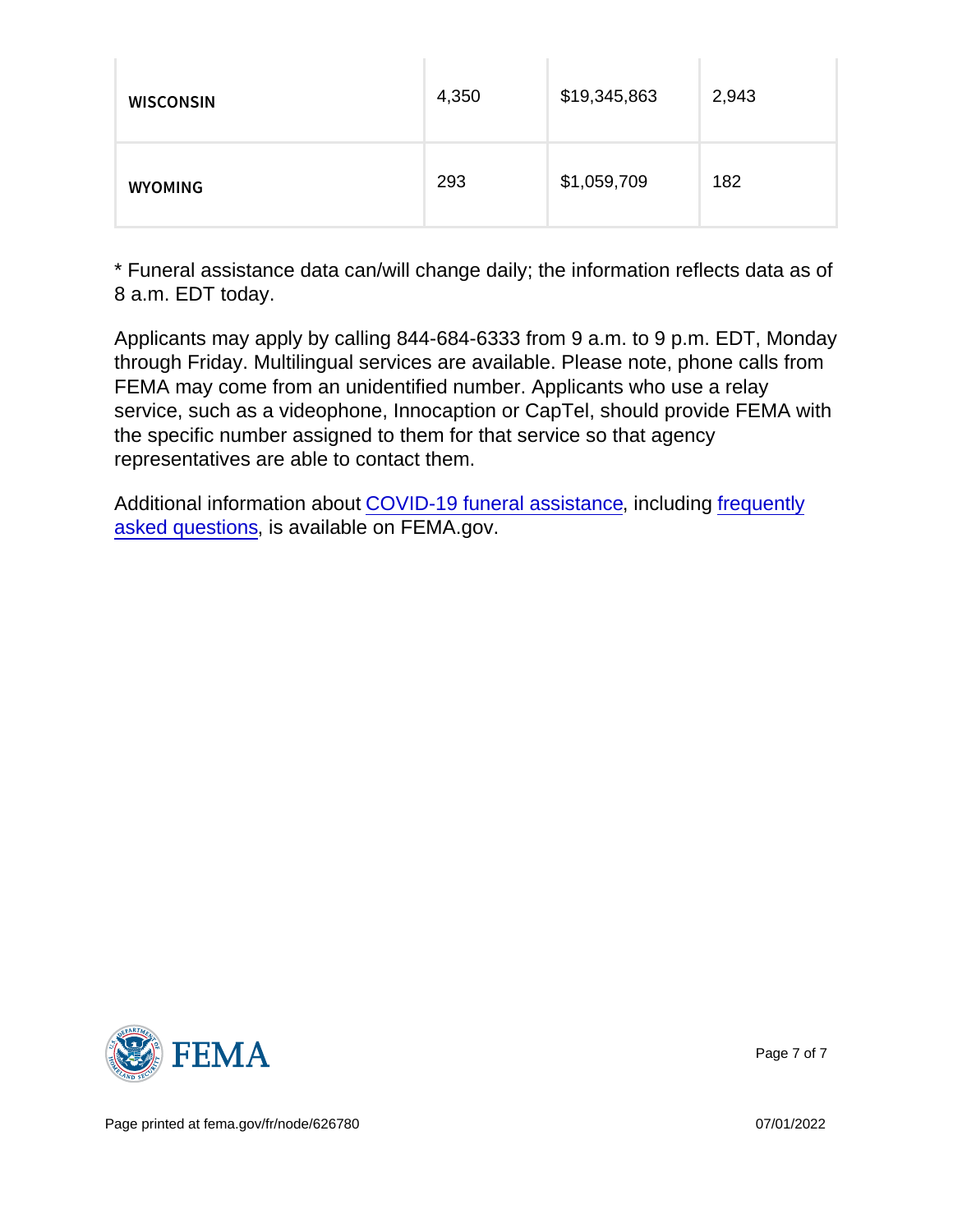| | | | |
|---|---|---|---|
| **WISCONSIN** | 4,350 | $19,345,863 | 2,943 |
| **WYOMING** | 293 | $1,059,709 | 182 |

* Funeral assistance data can/will change daily; the information reflects data as of 8 a.m. EDT today.

Applicants may apply by calling 844-684-6333 from 9 a.m. to 9 p.m. EDT, Monday through Friday. Multilingual services are available. Please note, phone calls from FEMA may come from an unidentified number. Applicants who use a relay service, such as a videophone, Innocaption or CapTel, should provide FEMA with the specific number assigned to them for that service so that agency representatives are able to contact them.

Additional information about COVID-19 funeral assistance, including frequently asked questions, is available on FEMA.gov.